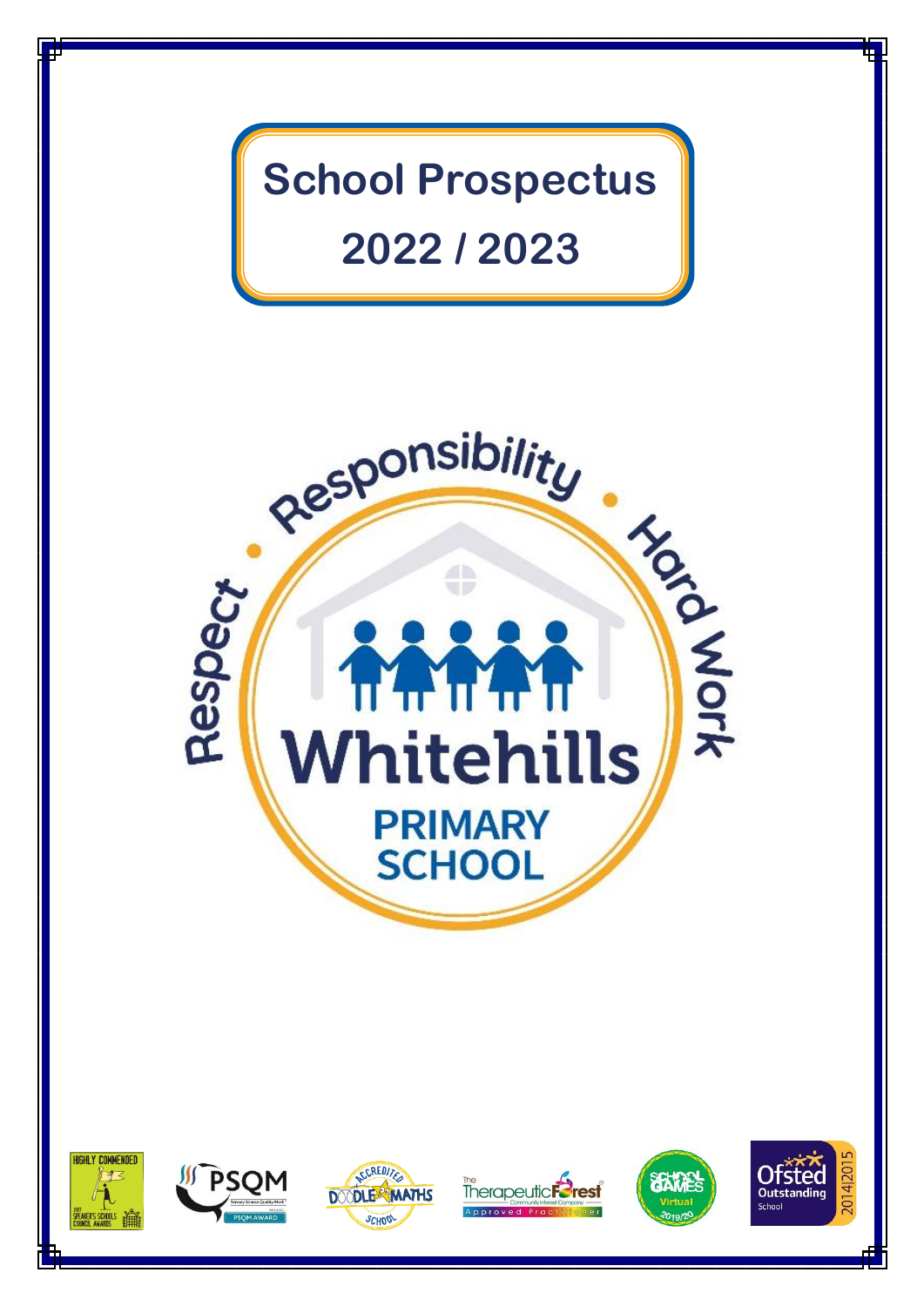# School Prospectus

# 2022 / 2023

Respect • Responsibility • Hard Work

Whitehills

PRIMARY SCHOOL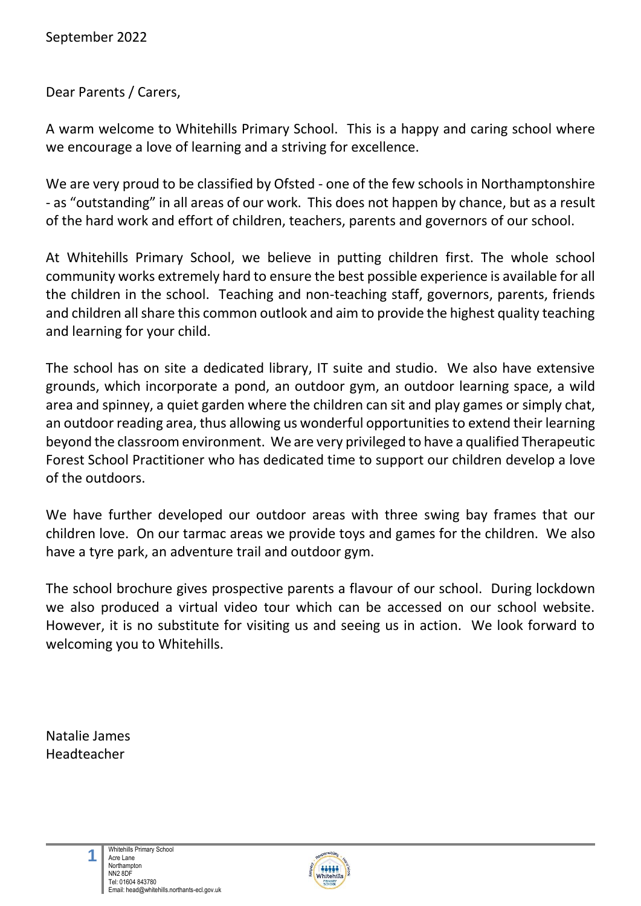September 2022

Dear Parents / Carers,

A warm welcome to Whitehills Primary School. This is a happy and caring school where we encourage a love of learning and a striving for excellence.

We are very proud to be classified by Ofsted - one of the few schools in Northamptonshire - as "outstanding" in all areas of our work. This does not happen by chance, but as a result of the hard work and effort of children, teachers, parents and governors of our school.

At Whitehills Primary School, we believe in putting children first. The whole school community works extremely hard to ensure the best possible experience is available for all the children in the school. Teaching and non-teaching staff, governors, parents, friends and children all share this common outlook and aim to provide the highest quality teaching and learning for your child.

The school has on site a dedicated library, IT suite and studio. We also have extensive grounds, which incorporate a pond, an outdoor gym, an outdoor learning space, a wild area and spinney, a quiet garden where the children can sit and play games or simply chat, an outdoor reading area, thus allowing us wonderful opportunities to extend their learning beyond the classroom environment. We are very privileged to have a qualified Therapeutic Forest School Practitioner who has dedicated time to support our children develop a love of the outdoors.

We have further developed our outdoor areas with three swing bay frames that our children love. On our tarmac areas we provide toys and games for the children. We also have a tyre park, an adventure trail and outdoor gym.

The school brochure gives prospective parents a flavour of our school. During lockdown we also produced a virtual video tour which can be accessed on our school website. However, it is no substitute for visiting us and seeing us in action. We look forward to welcoming you to Whitehills.

Natalie James
Headteacher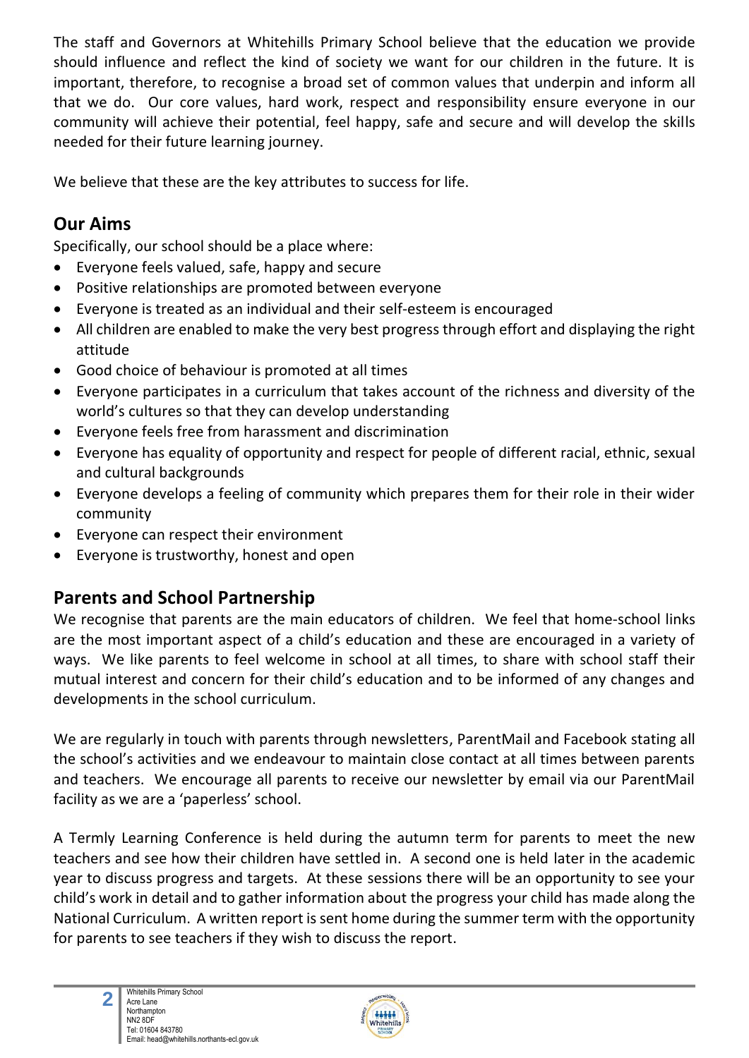The staff and Governors at Whitehills Primary School believe that the education we provide should influence and reflect the kind of society we want for our children in the future. It is important, therefore, to recognise a broad set of common values that underpin and inform all that we do. Our core values, hard work, respect and responsibility ensure everyone in our community will achieve their potential, feel happy, safe and secure and will develop the skills needed for their future learning journey.

We believe that these are the key attributes to success for life.

## Our Aims

Specifically, our school should be a place where:

- Everyone feels valued, safe, happy and secure
- Positive relationships are promoted between everyone
- Everyone is treated as an individual and their self-esteem is encouraged
- All children are enabled to make the very best progress through effort and displaying the right attitude
- Good choice of behaviour is promoted at all times
- Everyone participates in a curriculum that takes account of the richness and diversity of the world's cultures so that they can develop understanding
- Everyone feels free from harassment and discrimination
- Everyone has equality of opportunity and respect for people of different racial, ethnic, sexual and cultural backgrounds
- Everyone develops a feeling of community which prepares them for their role in their wider community
- Everyone can respect their environment
- Everyone is trustworthy, honest and open

## Parents and School Partnership

We recognise that parents are the main educators of children. We feel that home-school links are the most important aspect of a child's education and these are encouraged in a variety of ways. We like parents to feel welcome in school at all times, to share with school staff their mutual interest and concern for their child's education and to be informed of any changes and developments in the school curriculum.

We are regularly in touch with parents through newsletters, ParentMail and Facebook stating all the school's activities and we endeavour to maintain close contact at all times between parents and teachers. We encourage all parents to receive our newsletter by email via our ParentMail facility as we are a 'paperless' school.

A Termly Learning Conference is held during the autumn term for parents to meet the new teachers and see how their children have settled in. A second one is held later in the academic year to discuss progress and targets. At these sessions there will be an opportunity to see your child's work in detail and to gather information about the progress your child has made along the National Curriculum. A written report is sent home during the summer term with the opportunity for parents to see teachers if they wish to discuss the report.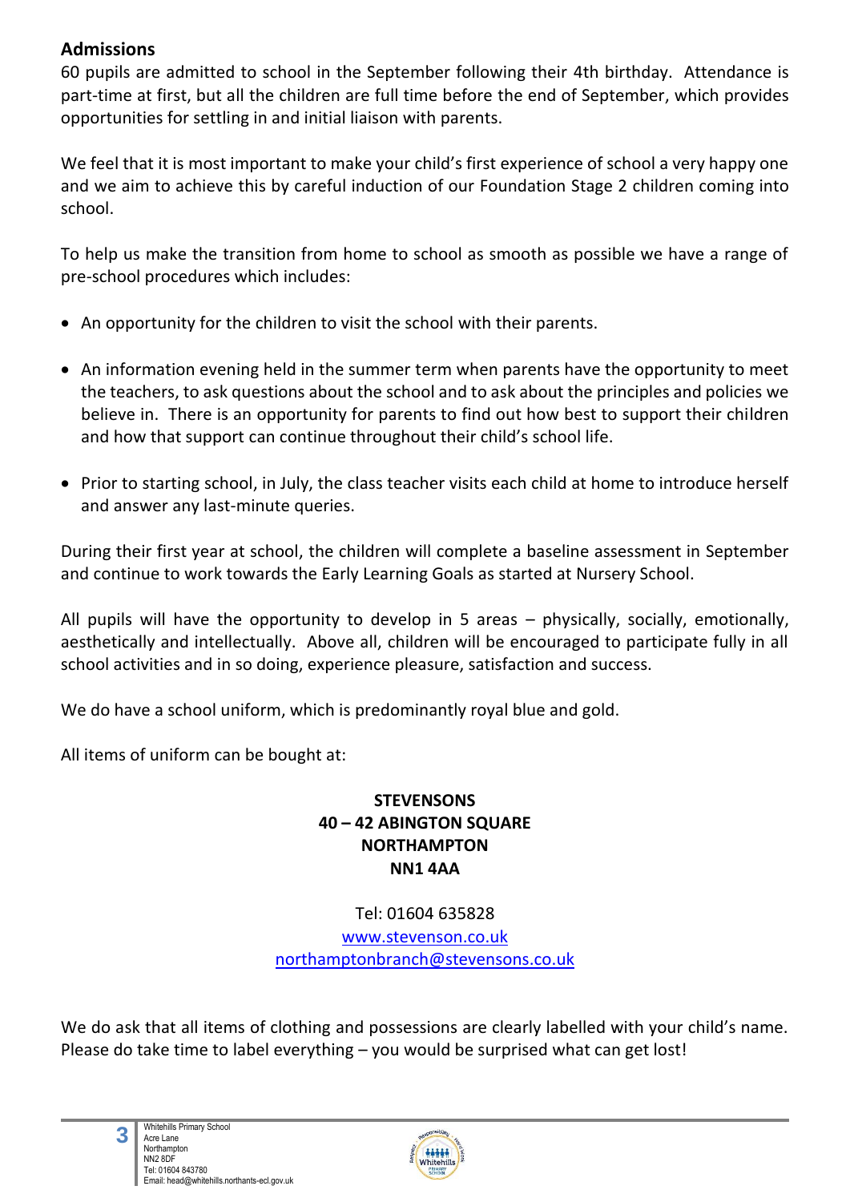## Admissions

60 pupils are admitted to school in the September following their 4th birthday. Attendance is part-time at first, but all the children are full time before the end of September, which provides opportunities for settling in and initial liaison with parents.

We feel that it is most important to make your child's first experience of school a very happy one and we aim to achieve this by careful induction of our Foundation Stage 2 children coming into school.

To help us make the transition from home to school as smooth as possible we have a range of pre-school procedures which includes:

- An opportunity for the children to visit the school with their parents.
- An information evening held in the summer term when parents have the opportunity to meet the teachers, to ask questions about the school and to ask about the principles and policies we believe in. There is an opportunity for parents to find out how best to support their children and how that support can continue throughout their child's school life.
- Prior to starting school, in July, the class teacher visits each child at home to introduce herself and answer any last-minute queries.

During their first year at school, the children will complete a baseline assessment in September and continue to work towards the Early Learning Goals as started at Nursery School.

All pupils will have the opportunity to develop in 5 areas – physically, socially, emotionally, aesthetically and intellectually. Above all, children will be encouraged to participate fully in all school activities and in so doing, experience pleasure, satisfaction and success.

We do have a school uniform, which is predominantly royal blue and gold.

All items of uniform can be bought at:

**STEVENSONS**
**40 – 42 ABINGTON SQUARE**
**NORTHAMPTON**
**NN1 4AA**

Tel: 01604 635828
www.stevenson.co.uk
northamptonbranch@stevensons.co.uk

We do ask that all items of clothing and possessions are clearly labelled with your child's name. Please do take time to label everything – you would be surprised what can get lost!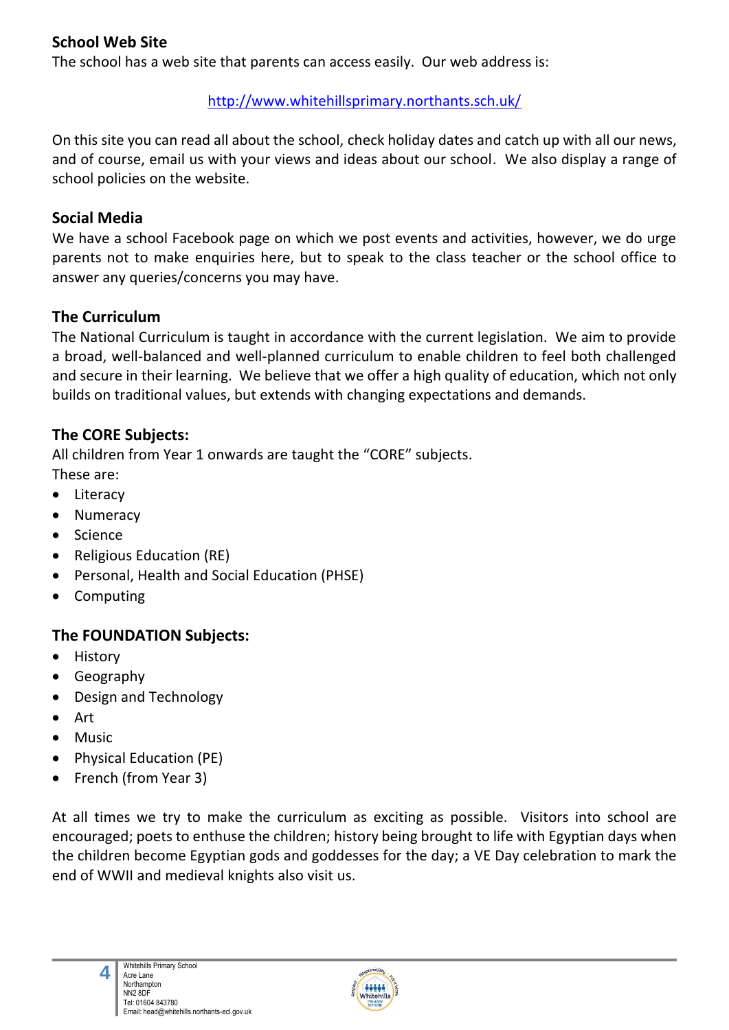## School Web Site

The school has a web site that parents can access easily. Our web address is:

http://www.whitehillsprimary.northants.sch.uk/

On this site you can read all about the school, check holiday dates and catch up with all our news, and of course, email us with your views and ideas about our school. We also display a range of school policies on the website.

## Social Media

We have a school Facebook page on which we post events and activities, however, we do urge parents not to make enquiries here, but to speak to the class teacher or the school office to answer any queries/concerns you may have.

## The Curriculum

The National Curriculum is taught in accordance with the current legislation. We aim to provide a broad, well-balanced and well-planned curriculum to enable children to feel both challenged and secure in their learning. We believe that we offer a high quality of education, which not only builds on traditional values, but extends with changing expectations and demands.

## The CORE Subjects:

All children from Year 1 onwards are taught the "CORE" subjects.
These are:

- Literacy
- Numeracy
- Science
- Religious Education (RE)
- Personal, Health and Social Education (PHSE)
- Computing

## The FOUNDATION Subjects:

- History
- Geography
- Design and Technology
- Art
- Music
- Physical Education (PE)
- French (from Year 3)

At all times we try to make the curriculum as exciting as possible. Visitors into school are encouraged; poets to enthuse the children; history being brought to life with Egyptian days when the children become Egyptian gods and goddesses for the day; a VE Day celebration to mark the end of WWII and medieval knights also visit us.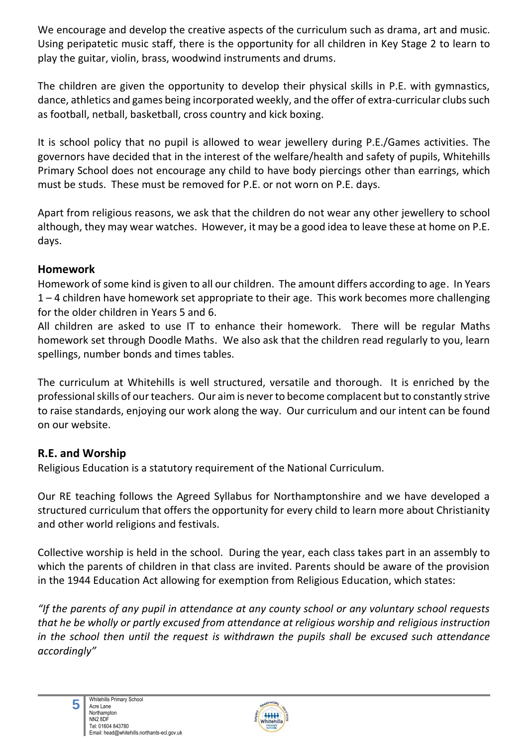We encourage and develop the creative aspects of the curriculum such as drama, art and music. Using peripatetic music staff, there is the opportunity for all children in Key Stage 2 to learn to play the guitar, violin, brass, woodwind instruments and drums.

The children are given the opportunity to develop their physical skills in P.E. with gymnastics, dance, athletics and games being incorporated weekly, and the offer of extra-curricular clubs such as football, netball, basketball, cross country and kick boxing.

It is school policy that no pupil is allowed to wear jewellery during P.E./Games activities. The governors have decided that in the interest of the welfare/health and safety of pupils, Whitehills Primary School does not encourage any child to have body piercings other than earrings, which must be studs. These must be removed for P.E. or not worn on P.E. days.

Apart from religious reasons, we ask that the children do not wear any other jewellery to school although, they may wear watches. However, it may be a good idea to leave these at home on P.E. days.

## Homework

Homework of some kind is given to all our children. The amount differs according to age. In Years 1 – 4 children have homework set appropriate to their age. This work becomes more challenging for the older children in Years 5 and 6.

All children are asked to use IT to enhance their homework. There will be regular Maths homework set through Doodle Maths. We also ask that the children read regularly to you, learn spellings, number bonds and times tables.

The curriculum at Whitehills is well structured, versatile and thorough. It is enriched by the professional skills of our teachers. Our aim is never to become complacent but to constantly strive to raise standards, enjoying our work along the way. Our curriculum and our intent can be found on our website.

## R.E. and Worship

Religious Education is a statutory requirement of the National Curriculum.

Our RE teaching follows the Agreed Syllabus for Northamptonshire and we have developed a structured curriculum that offers the opportunity for every child to learn more about Christianity and other world religions and festivals.

Collective worship is held in the school. During the year, each class takes part in an assembly to which the parents of children in that class are invited. Parents should be aware of the provision in the 1944 Education Act allowing for exemption from Religious Education, which states:

*"If the parents of any pupil in attendance at any county school or any voluntary school requests that he be wholly or partly excused from attendance at religious worship and religious instruction in the school then until the request is withdrawn the pupils shall be excused such attendance accordingly"*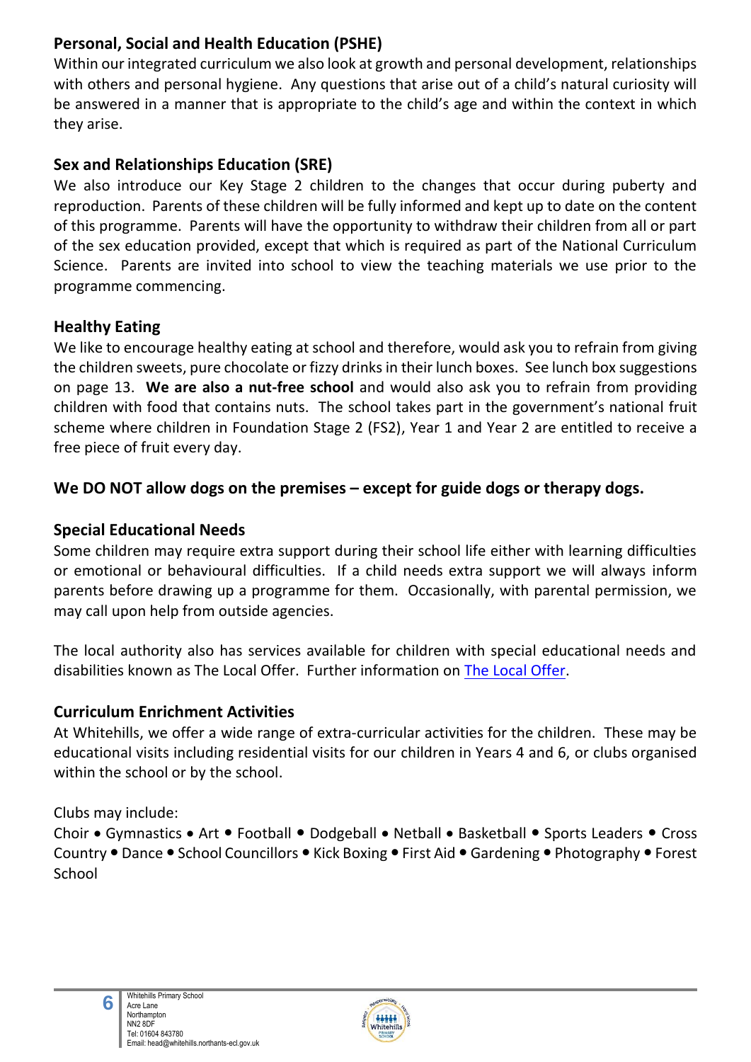## Personal, Social and Health Education (PSHE)

Within our integrated curriculum we also look at growth and personal development, relationships with others and personal hygiene. Any questions that arise out of a child's natural curiosity will be answered in a manner that is appropriate to the child's age and within the context in which they arise.

## Sex and Relationships Education (SRE)

We also introduce our Key Stage 2 children to the changes that occur during puberty and reproduction. Parents of these children will be fully informed and kept up to date on the content of this programme. Parents will have the opportunity to withdraw their children from all or part of the sex education provided, except that which is required as part of the National Curriculum Science. Parents are invited into school to view the teaching materials we use prior to the programme commencing.

## Healthy Eating

We like to encourage healthy eating at school and therefore, would ask you to refrain from giving the children sweets, pure chocolate or fizzy drinks in their lunch boxes. See lunch box suggestions on page 13. **We are also a nut-free school** and would also ask you to refrain from providing children with food that contains nuts. The school takes part in the government's national fruit scheme where children in Foundation Stage 2 (FS2), Year 1 and Year 2 are entitled to receive a free piece of fruit every day.

**We DO NOT allow dogs on the premises – except for guide dogs or therapy dogs.**

## Special Educational Needs

Some children may require extra support during their school life either with learning difficulties or emotional or behavioural difficulties. If a child needs extra support we will always inform parents before drawing up a programme for them. Occasionally, with parental permission, we may call upon help from outside agencies.

The local authority also has services available for children with special educational needs and disabilities known as The Local Offer. Further information on The Local Offer.

## Curriculum Enrichment Activities

At Whitehills, we offer a wide range of extra-curricular activities for the children. These may be educational visits including residential visits for our children in Years 4 and 6, or clubs organised within the school or by the school.

Clubs may include:

Choir • Gymnastics • Art • Football • Dodgeball • Netball • Basketball • Sports Leaders • Cross Country • Dance • School Councillors • Kick Boxing • First Aid • Gardening • Photography • Forest School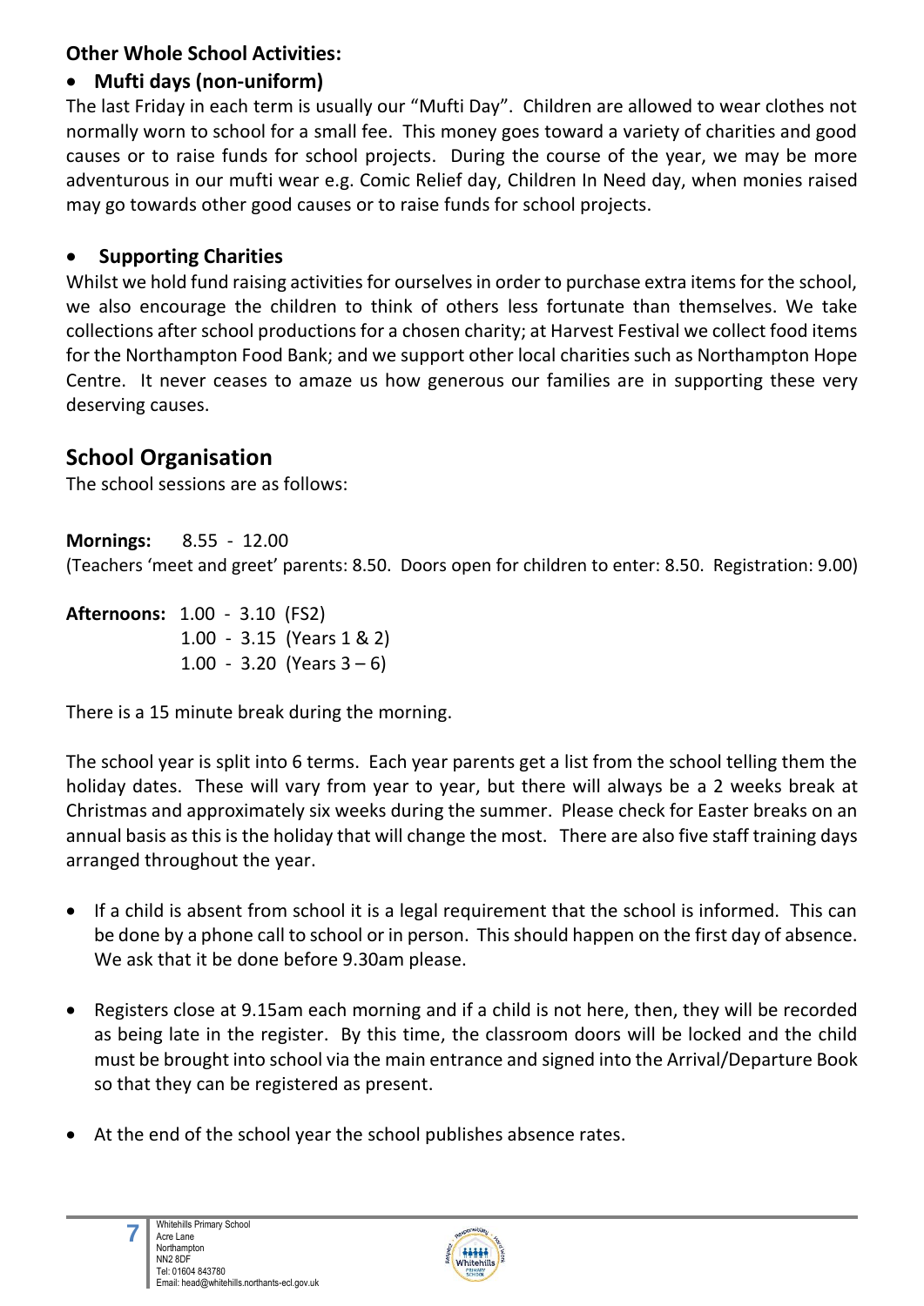**Other Whole School Activities:**

- **Mufti days (non-uniform)**

The last Friday in each term is usually our "Mufti Day". Children are allowed to wear clothes not normally worn to school for a small fee. This money goes toward a variety of charities and good causes or to raise funds for school projects. During the course of the year, we may be more adventurous in our mufti wear e.g. Comic Relief day, Children In Need day, when monies raised may go towards other good causes or to raise funds for school projects.

- **Supporting Charities**

Whilst we hold fund raising activities for ourselves in order to purchase extra items for the school, we also encourage the children to think of others less fortunate than themselves. We take collections after school productions for a chosen charity; at Harvest Festival we collect food items for the Northampton Food Bank; and we support other local charities such as Northampton Hope Centre. It never ceases to amaze us how generous our families are in supporting these very deserving causes.

## School Organisation

The school sessions are as follows:

**Mornings:** 8.55 - 12.00
(Teachers 'meet and greet' parents: 8.50. Doors open for children to enter: 8.50. Registration: 9.00)

**Afternoons:** 1.00 - 3.10 (FS2)
1.00 - 3.15 (Years 1 & 2)
1.00 - 3.20 (Years 3 – 6)

There is a 15 minute break during the morning.

The school year is split into 6 terms. Each year parents get a list from the school telling them the holiday dates. These will vary from year to year, but there will always be a 2 weeks break at Christmas and approximately six weeks during the summer. Please check for Easter breaks on an annual basis as this is the holiday that will change the most. There are also five staff training days arranged throughout the year.

- If a child is absent from school it is a legal requirement that the school is informed. This can be done by a phone call to school or in person. This should happen on the first day of absence. We ask that it be done before 9.30am please.
- Registers close at 9.15am each morning and if a child is not here, then, they will be recorded as being late in the register. By this time, the classroom doors will be locked and the child must be brought into school via the main entrance and signed into the Arrival/Departure Book so that they can be registered as present.
- At the end of the school year the school publishes absence rates.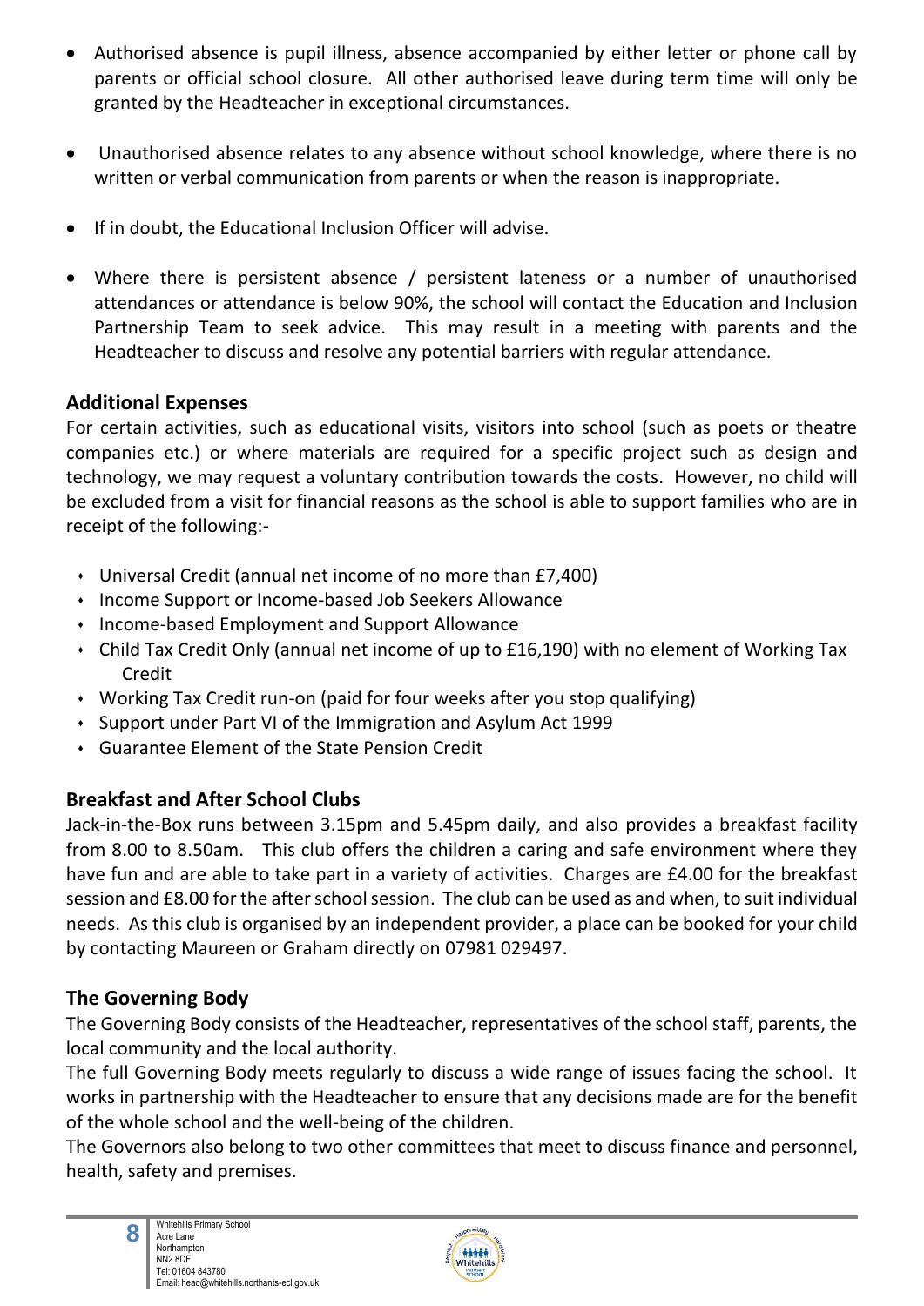- Authorised absence is pupil illness, absence accompanied by either letter or phone call by parents or official school closure. All other authorised leave during term time will only be granted by the Headteacher in exceptional circumstances.

- Unauthorised absence relates to any absence without school knowledge, where there is no written or verbal communication from parents or when the reason is inappropriate.

- If in doubt, the Educational Inclusion Officer will advise.

- Where there is persistent absence / persistent lateness or a number of unauthorised attendances or attendance is below 90%, the school will contact the Education and Inclusion Partnership Team to seek advice. This may result in a meeting with parents and the Headteacher to discuss and resolve any potential barriers with regular attendance.

## Additional Expenses

For certain activities, such as educational visits, visitors into school (such as poets or theatre companies etc.) or where materials are required for a specific project such as design and technology, we may request a voluntary contribution towards the costs. However, no child will be excluded from a visit for financial reasons as the school is able to support families who are in receipt of the following:-

- Universal Credit (annual net income of no more than £7,400)
- Income Support or Income-based Job Seekers Allowance
- Income-based Employment and Support Allowance
- Child Tax Credit Only (annual net income of up to £16,190) with no element of Working Tax Credit
- Working Tax Credit run-on (paid for four weeks after you stop qualifying)
- Support under Part VI of the Immigration and Asylum Act 1999
- Guarantee Element of the State Pension Credit

## Breakfast and After School Clubs

Jack-in-the-Box runs between 3.15pm and 5.45pm daily, and also provides a breakfast facility from 8.00 to 8.50am. This club offers the children a caring and safe environment where they have fun and are able to take part in a variety of activities. Charges are £4.00 for the breakfast session and £8.00 for the after school session. The club can be used as and when, to suit individual needs. As this club is organised by an independent provider, a place can be booked for your child by contacting Maureen or Graham directly on 07981 029497.

## The Governing Body

The Governing Body consists of the Headteacher, representatives of the school staff, parents, the local community and the local authority.

The full Governing Body meets regularly to discuss a wide range of issues facing the school. It works in partnership with the Headteacher to ensure that any decisions made are for the benefit of the whole school and the well-being of the children.

The Governors also belong to two other committees that meet to discuss finance and personnel, health, safety and premises.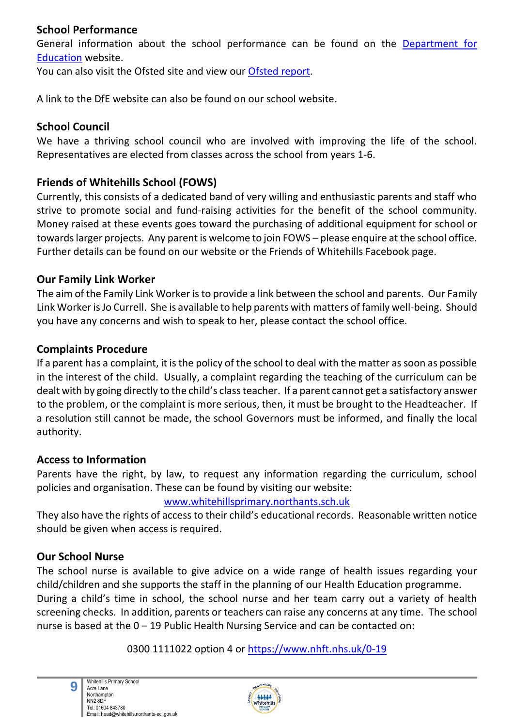## School Performance

General information about the school performance can be found on the Department for Education website.

You can also visit the Ofsted site and view our Ofsted report.

A link to the DfE website can also be found on our school website.

## School Council

We have a thriving school council who are involved with improving the life of the school. Representatives are elected from classes across the school from years 1-6.

## Friends of Whitehills School (FOWS)

Currently, this consists of a dedicated band of very willing and enthusiastic parents and staff who strive to promote social and fund-raising activities for the benefit of the school community. Money raised at these events goes toward the purchasing of additional equipment for school or towards larger projects. Any parent is welcome to join FOWS – please enquire at the school office. Further details can be found on our website or the Friends of Whitehills Facebook page.

## Our Family Link Worker

The aim of the Family Link Worker is to provide a link between the school and parents. Our Family Link Worker is Jo Currell. She is available to help parents with matters of family well-being. Should you have any concerns and wish to speak to her, please contact the school office.

## Complaints Procedure

If a parent has a complaint, it is the policy of the school to deal with the matter as soon as possible in the interest of the child. Usually, a complaint regarding the teaching of the curriculum can be dealt with by going directly to the child's class teacher. If a parent cannot get a satisfactory answer to the problem, or the complaint is more serious, then, it must be brought to the Headteacher. If a resolution still cannot be made, the school Governors must be informed, and finally the local authority.

## Access to Information

Parents have the right, by law, to request any information regarding the curriculum, school policies and organisation. These can be found by visiting our website:

www.whitehillsprimary.northants.sch.uk

They also have the rights of access to their child's educational records. Reasonable written notice should be given when access is required.

## Our School Nurse

The school nurse is available to give advice on a wide range of health issues regarding your child/children and she supports the staff in the planning of our Health Education programme.

During a child's time in school, the school nurse and her team carry out a variety of health screening checks. In addition, parents or teachers can raise any concerns at any time. The school nurse is based at the 0 – 19 Public Health Nursing Service and can be contacted on:

0300 1111022 option 4 or https://www.nhft.nhs.uk/0-19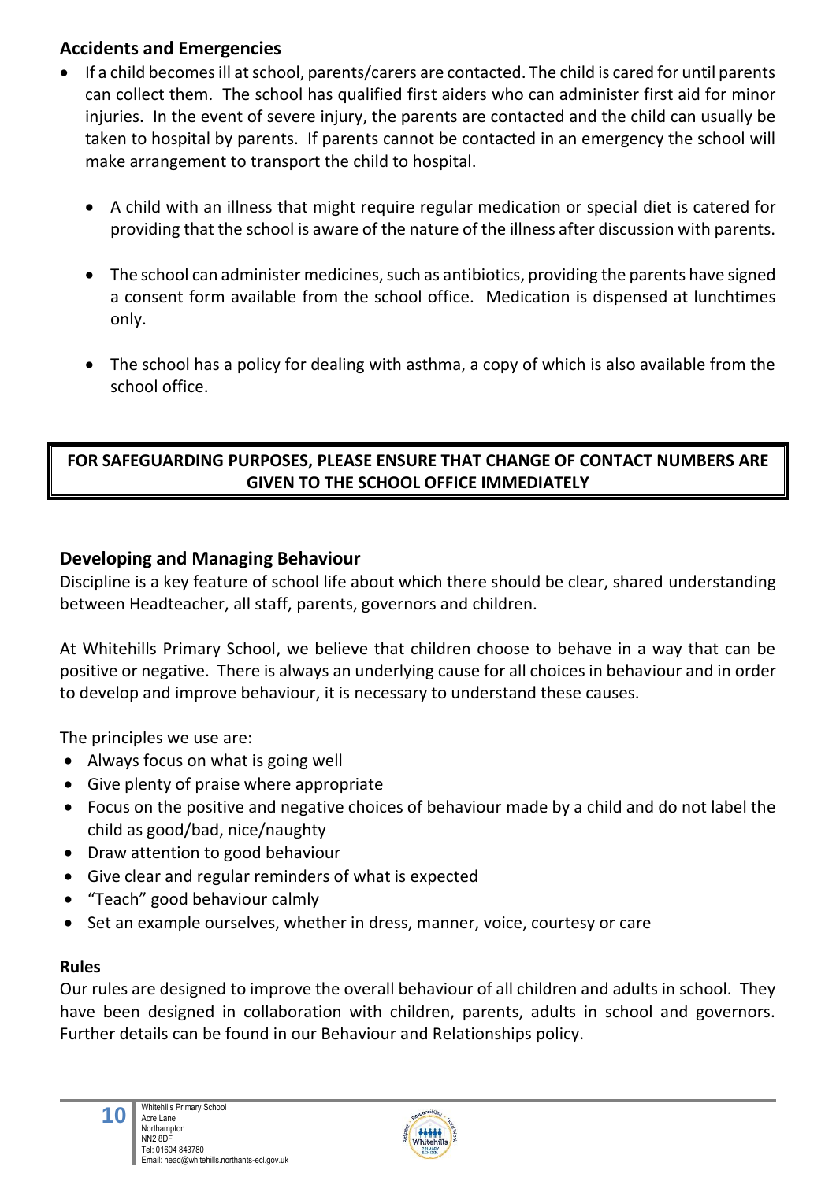## Accidents and Emergencies

- If a child becomes ill at school, parents/carers are contacted. The child is cared for until parents can collect them. The school has qualified first aiders who can administer first aid for minor injuries. In the event of severe injury, the parents are contacted and the child can usually be taken to hospital by parents. If parents cannot be contacted in an emergency the school will make arrangement to transport the child to hospital.

  - A child with an illness that might require regular medication or special diet is catered for providing that the school is aware of the nature of the illness after discussion with parents.

  - The school can administer medicines, such as antibiotics, providing the parents have signed a consent form available from the school office. Medication is dispensed at lunchtimes only.

  - The school has a policy for dealing with asthma, a copy of which is also available from the school office.

**FOR SAFEGUARDING PURPOSES, PLEASE ENSURE THAT CHANGE OF CONTACT NUMBERS ARE GIVEN TO THE SCHOOL OFFICE IMMEDIATELY**

## Developing and Managing Behaviour

Discipline is a key feature of school life about which there should be clear, shared understanding between Headteacher, all staff, parents, governors and children.

At Whitehills Primary School, we believe that children choose to behave in a way that can be positive or negative. There is always an underlying cause for all choices in behaviour and in order to develop and improve behaviour, it is necessary to understand these causes.

The principles we use are:

- Always focus on what is going well
- Give plenty of praise where appropriate
- Focus on the positive and negative choices of behaviour made by a child and do not label the child as good/bad, nice/naughty
- Draw attention to good behaviour
- Give clear and regular reminders of what is expected
- "Teach" good behaviour calmly
- Set an example ourselves, whether in dress, manner, voice, courtesy or care

### Rules

Our rules are designed to improve the overall behaviour of all children and adults in school. They have been designed in collaboration with children, parents, adults in school and governors. Further details can be found in our Behaviour and Relationships policy.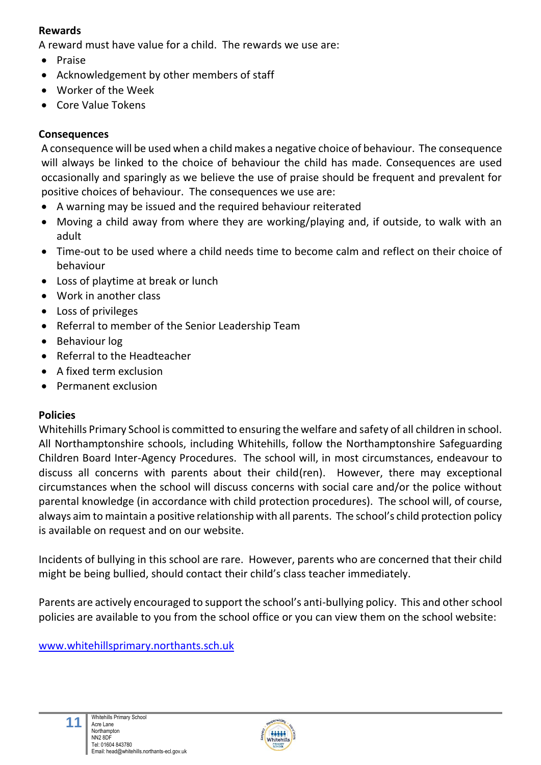**Rewards**

A reward must have value for a child. The rewards we use are:

- Praise
- Acknowledgement by other members of staff
- Worker of the Week
- Core Value Tokens

**Consequences**

A consequence will be used when a child makes a negative choice of behaviour. The consequence will always be linked to the choice of behaviour the child has made. Consequences are used occasionally and sparingly as we believe the use of praise should be frequent and prevalent for positive choices of behaviour. The consequences we use are:

- A warning may be issued and the required behaviour reiterated
- Moving a child away from where they are working/playing and, if outside, to walk with an adult
- Time-out to be used where a child needs time to become calm and reflect on their choice of behaviour
- Loss of playtime at break or lunch
- Work in another class
- Loss of privileges
- Referral to member of the Senior Leadership Team
- Behaviour log
- Referral to the Headteacher
- A fixed term exclusion
- Permanent exclusion

**Policies**

Whitehills Primary School is committed to ensuring the welfare and safety of all children in school. All Northamptonshire schools, including Whitehills, follow the Northamptonshire Safeguarding Children Board Inter-Agency Procedures. The school will, in most circumstances, endeavour to discuss all concerns with parents about their child(ren). However, there may exceptional circumstances when the school will discuss concerns with social care and/or the police without parental knowledge (in accordance with child protection procedures). The school will, of course, always aim to maintain a positive relationship with all parents. The school's child protection policy is available on request and on our website.

Incidents of bullying in this school are rare. However, parents who are concerned that their child might be being bullied, should contact their child's class teacher immediately.

Parents are actively encouraged to support the school's anti-bullying policy. This and other school policies are available to you from the school office or you can view them on the school website:

www.whitehillsprimary.northants.sch.uk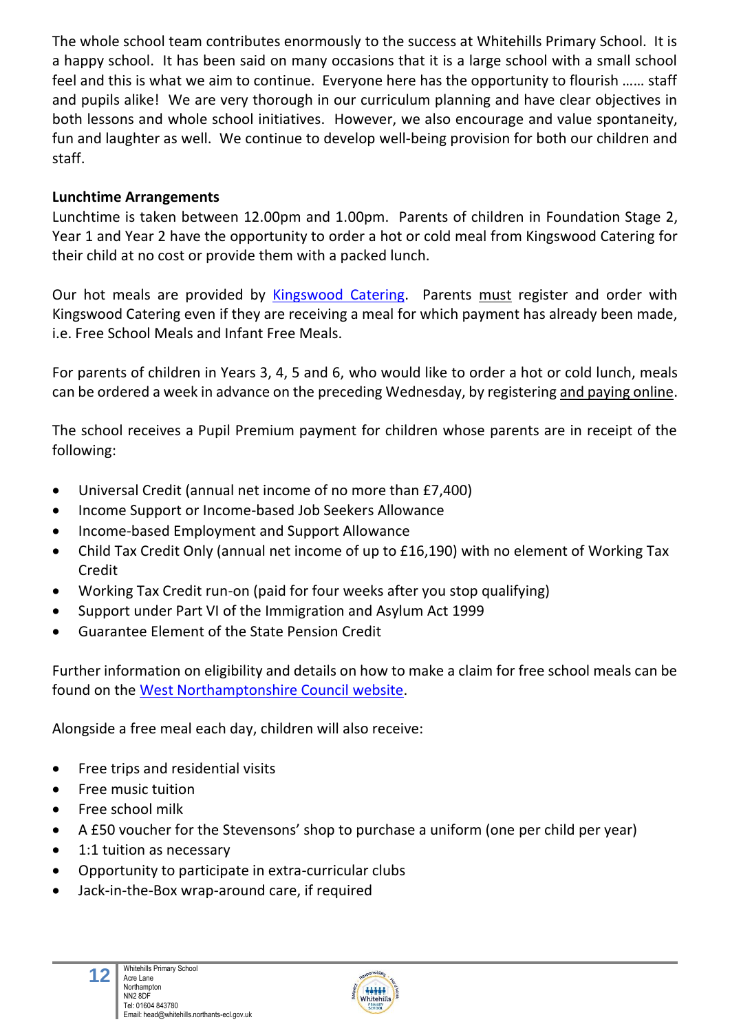The whole school team contributes enormously to the success at Whitehills Primary School. It is a happy school. It has been said on many occasions that it is a large school with a small school feel and this is what we aim to continue. Everyone here has the opportunity to flourish …… staff and pupils alike! We are very thorough in our curriculum planning and have clear objectives in both lessons and whole school initiatives. However, we also encourage and value spontaneity, fun and laughter as well. We continue to develop well-being provision for both our children and staff.

**Lunchtime Arrangements**

Lunchtime is taken between 12.00pm and 1.00pm. Parents of children in Foundation Stage 2, Year 1 and Year 2 have the opportunity to order a hot or cold meal from Kingswood Catering for their child at no cost or provide them with a packed lunch.

Our hot meals are provided by Kingswood Catering. Parents must register and order with Kingswood Catering even if they are receiving a meal for which payment has already been made, i.e. Free School Meals and Infant Free Meals.

For parents of children in Years 3, 4, 5 and 6, who would like to order a hot or cold lunch, meals can be ordered a week in advance on the preceding Wednesday, by registering and paying online.

The school receives a Pupil Premium payment for children whose parents are in receipt of the following:

- Universal Credit (annual net income of no more than £7,400)
- Income Support or Income-based Job Seekers Allowance
- Income-based Employment and Support Allowance
- Child Tax Credit Only (annual net income of up to £16,190) with no element of Working Tax Credit
- Working Tax Credit run-on (paid for four weeks after you stop qualifying)
- Support under Part VI of the Immigration and Asylum Act 1999
- Guarantee Element of the State Pension Credit

Further information on eligibility and details on how to make a claim for free school meals can be found on the West Northamptonshire Council website.

Alongside a free meal each day, children will also receive:

- Free trips and residential visits
- Free music tuition
- Free school milk
- A £50 voucher for the Stevensons' shop to purchase a uniform (one per child per year)
- 1:1 tuition as necessary
- Opportunity to participate in extra-curricular clubs
- Jack-in-the-Box wrap-around care, if required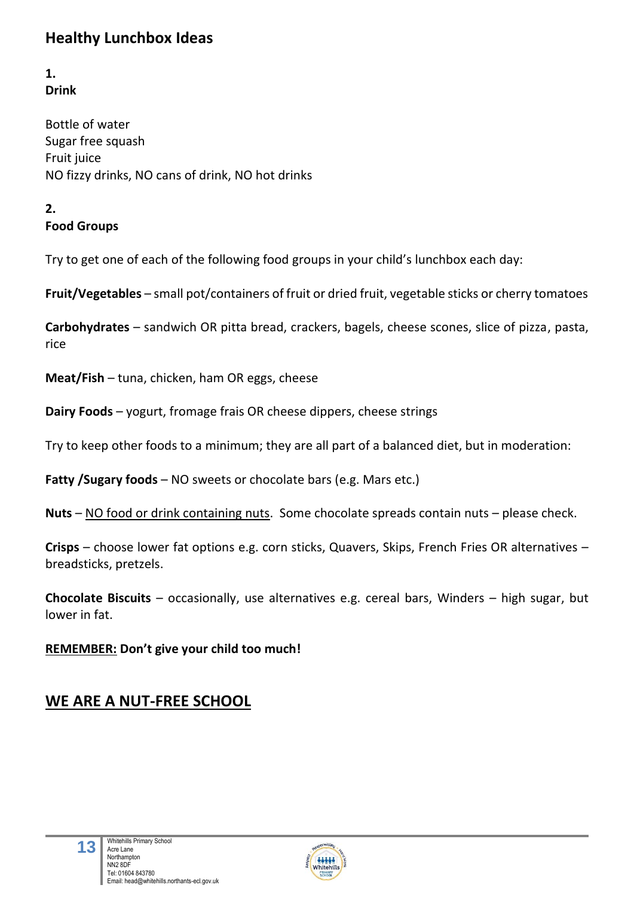## Healthy Lunchbox Ideas

**1.**
**Drink**

Bottle of water
Sugar free squash
Fruit juice
NO fizzy drinks, NO cans of drink, NO hot drinks

**2.**
**Food Groups**

Try to get one of each of the following food groups in your child's lunchbox each day:

**Fruit/Vegetables** – small pot/containers of fruit or dried fruit, vegetable sticks or cherry tomatoes

**Carbohydrates** – sandwich OR pitta bread, crackers, bagels, cheese scones, slice of pizza, pasta, rice

**Meat/Fish** – tuna, chicken, ham OR eggs, cheese

**Dairy Foods** – yogurt, fromage frais OR cheese dippers, cheese strings

Try to keep other foods to a minimum; they are all part of a balanced diet, but in moderation:

**Fatty /Sugary foods** – NO sweets or chocolate bars (e.g. Mars etc.)

**Nuts** – <u>NO food or drink containing nuts</u>. Some chocolate spreads contain nuts – please check.

**Crisps** – choose lower fat options e.g. corn sticks, Quavers, Skips, French Fries OR alternatives – breadsticks, pretzels.

**Chocolate Biscuits** – occasionally, use alternatives e.g. cereal bars, Winders – high sugar, but lower in fat.

**<u>REMEMBER:</u> Don't give your child too much!**

## <u>WE ARE A NUT-FREE SCHOOL</u>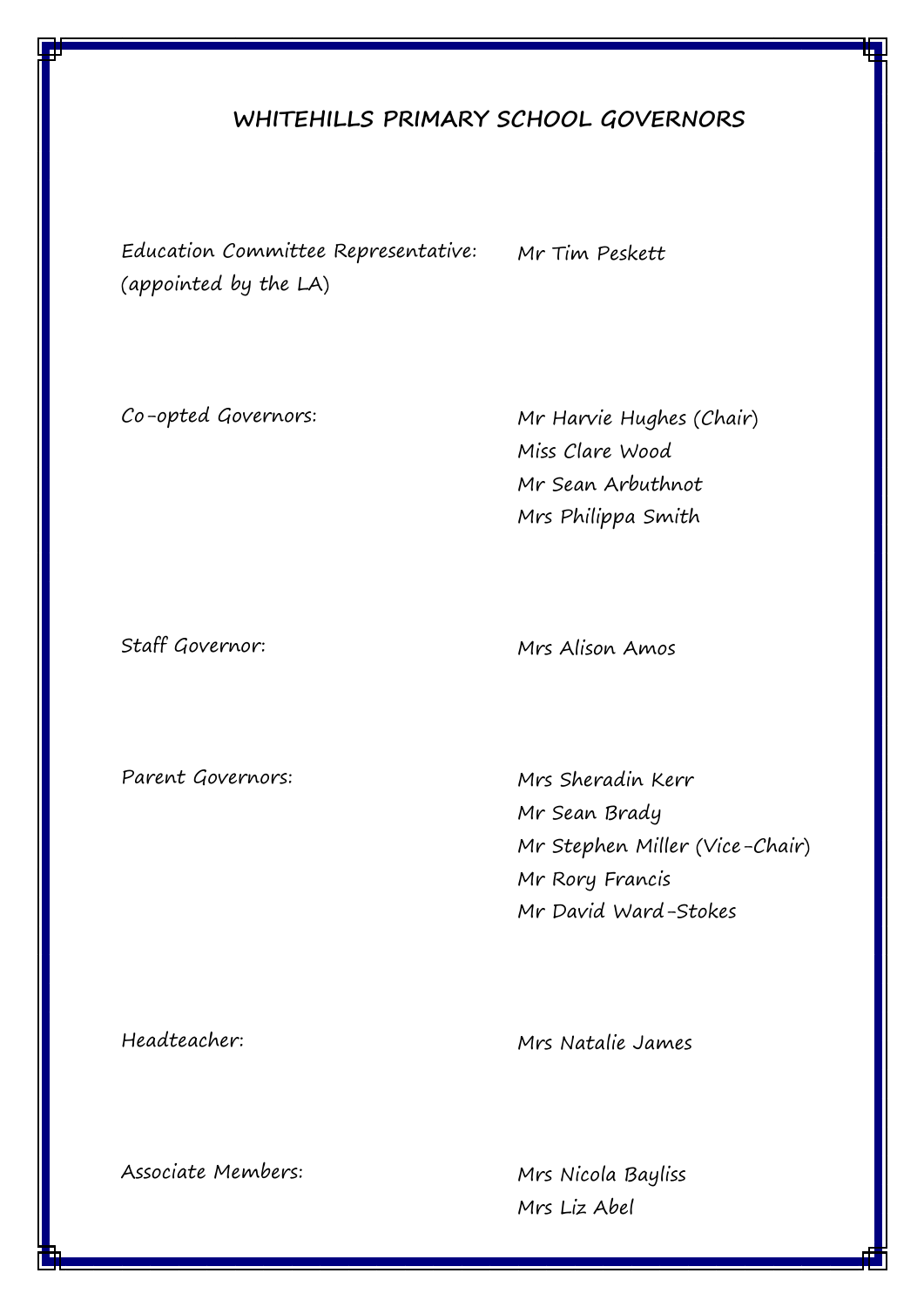# WHITEHILLS PRIMARY SCHOOL GOVERNORS

| | |
|---|---|
| Education Committee Representative: (appointed by the LA) | Mr Tim Peskett |
| Co-opted Governors: | Mr Harvie Hughes (Chair)<br>Miss Clare Wood<br>Mr Sean Arbuthnot<br>Mrs Philippa Smith |
| Staff Governor: | Mrs Alison Amos |
| Parent Governors: | Mrs Sheradin Kerr<br>Mr Sean Brady<br>Mr Stephen Miller (Vice-Chair)<br>Mr Rory Francis<br>Mr David Ward-Stokes |
| Headteacher: | Mrs Natalie James |
| Associate Members: | Mrs Nicola Bayliss<br>Mrs Liz Abel |